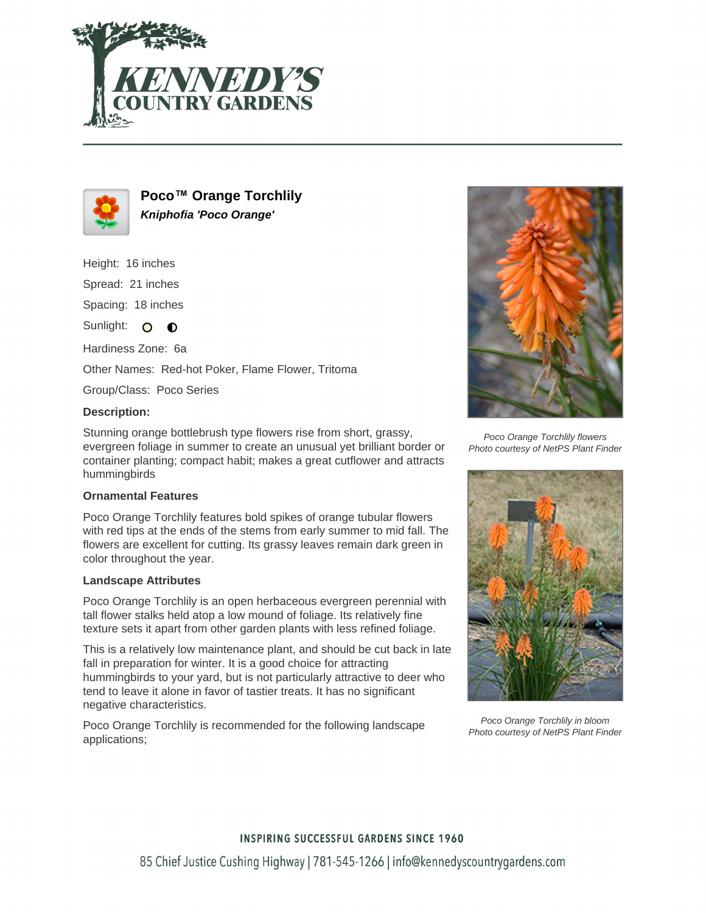# Poco™ Orange Torchlily

***Kniphofia 'Poco Orange'***

Height: 16 inches

Spread: 21 inches

Spacing: 18 inches

Sunlight:

Hardiness Zone: 6a

Other Names: Red-hot Poker, Flame Flower, Tritoma

Group/Class: Poco Series

**Description:**

Stunning orange bottlebrush type flowers rise from short, grassy, evergreen foliage in summer to create an unusual yet brilliant border or container planting; compact habit; makes a great cutflower and attracts hummingbirds

**Ornamental Features**

Poco Orange Torchlily features bold spikes of orange tubular flowers with red tips at the ends of the stems from early summer to mid fall. The flowers are excellent for cutting. Its grassy leaves remain dark green in color throughout the year.

**Landscape Attributes**

Poco Orange Torchlily is an open herbaceous evergreen perennial with tall flower stalks held atop a low mound of foliage. Its relatively fine texture sets it apart from other garden plants with less refined foliage.

This is a relatively low maintenance plant, and should be cut back in late fall in preparation for winter. It is a good choice for attracting hummingbirds to your yard, but is not particularly attractive to deer who tend to leave it alone in favor of tastier treats. It has no significant negative characteristics.

Poco Orange Torchlily is recommended for the following landscape applications;

*Poco Orange Torchlily flowers*
*Photo courtesy of NetPS Plant Finder*

*Poco Orange Torchlily in bloom*
*Photo courtesy of NetPS Plant Finder*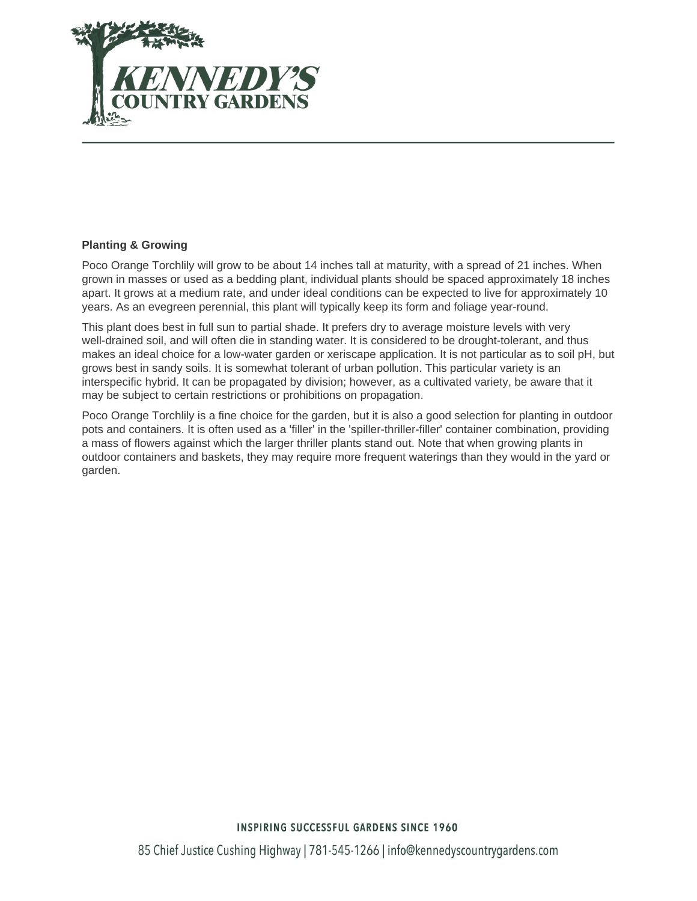**Planting & Growing**

Poco Orange Torchlily will grow to be about 14 inches tall at maturity, with a spread of 21 inches. When grown in masses or used as a bedding plant, individual plants should be spaced approximately 18 inches apart. It grows at a medium rate, and under ideal conditions can be expected to live for approximately 10 years. As an evegreen perennial, this plant will typically keep its form and foliage year-round.

This plant does best in full sun to partial shade. It prefers dry to average moisture levels with very well-drained soil, and will often die in standing water. It is considered to be drought-tolerant, and thus makes an ideal choice for a low-water garden or xeriscape application. It is not particular as to soil pH, but grows best in sandy soils. It is somewhat tolerant of urban pollution. This particular variety is an interspecific hybrid. It can be propagated by division; however, as a cultivated variety, be aware that it may be subject to certain restrictions or prohibitions on propagation.

Poco Orange Torchlily is a fine choice for the garden, but it is also a good selection for planting in outdoor pots and containers. It is often used as a 'filler' in the 'spiller-thriller-filler' container combination, providing a mass of flowers against which the larger thriller plants stand out. Note that when growing plants in outdoor containers and baskets, they may require more frequent waterings than they would in the yard or garden.